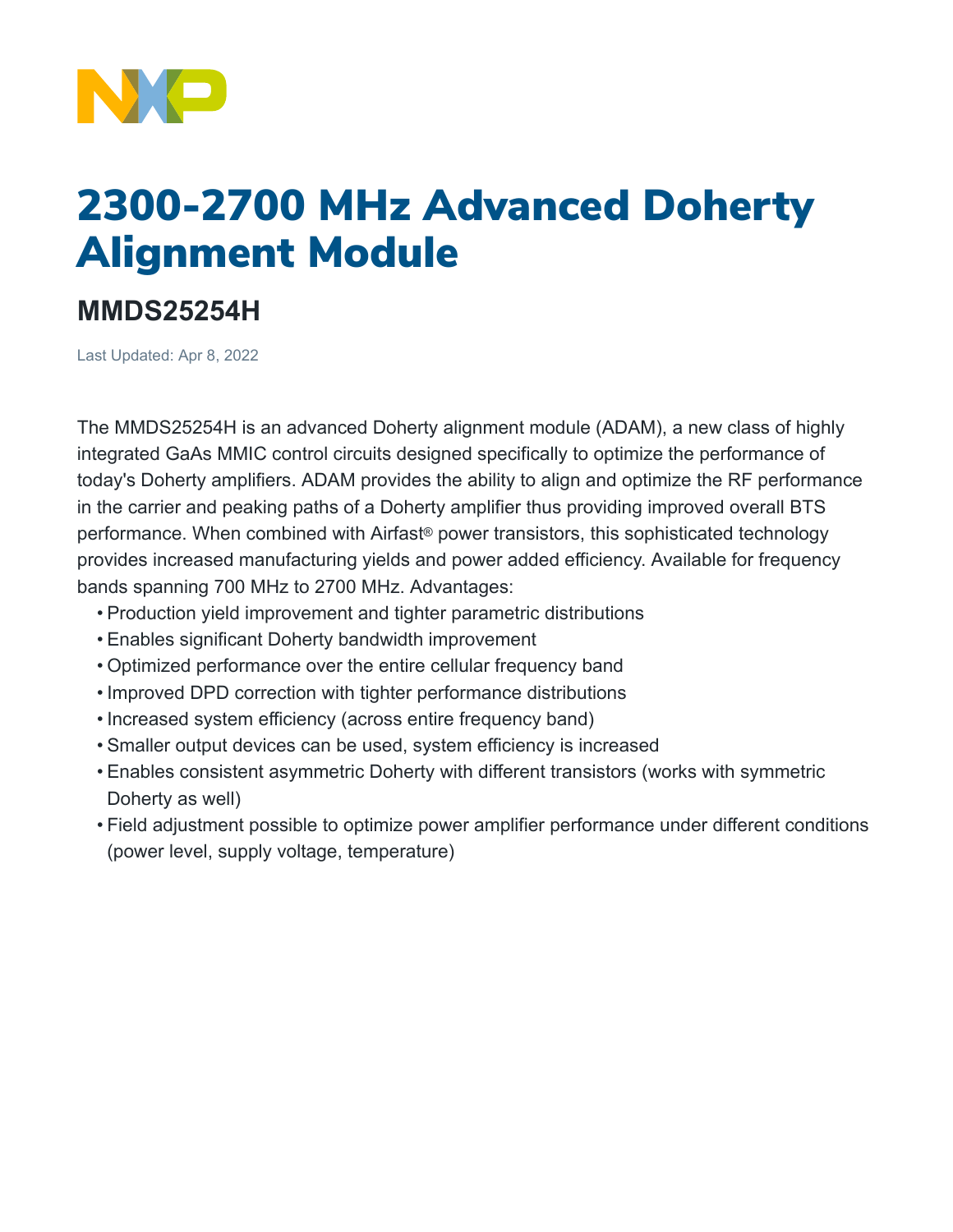# 2300-2700 MHz Advanced Doherty Alignment Module

## MMDS25254H

Last Updated: Apr 8, 2022

The MMDS25254H is an advanced Doherty alignment module (ADAM), a new class of highly integrated GaAs MMIC control circuits designed specifically to optimize the performance of today's Doherty amplifiers. ADAM provides the ability to align and optimize the RF performance in the carrier and peaking paths of a Doherty amplifier thus providing improved overall BTS performance. When combined with Airfast® power transistors, this sophisticated technology provides increased manufacturing yields and power added efficiency. Available for frequency bands spanning 700 MHz to 2700 MHz. Advantages:

- Production yield improvement and tighter parametric distributions
- Enables significant Doherty bandwidth improvement
- Optimized performance over the entire cellular frequency band
- Improved DPD correction with tighter performance distributions
- Increased system efficiency (across entire frequency band)
- Smaller output devices can be used, system efficiency is increased
- Enables consistent asymmetric Doherty with different transistors (works with symmetric Doherty as well)
- Field adjustment possible to optimize power amplifier performance under different conditions (power level, supply voltage, temperature)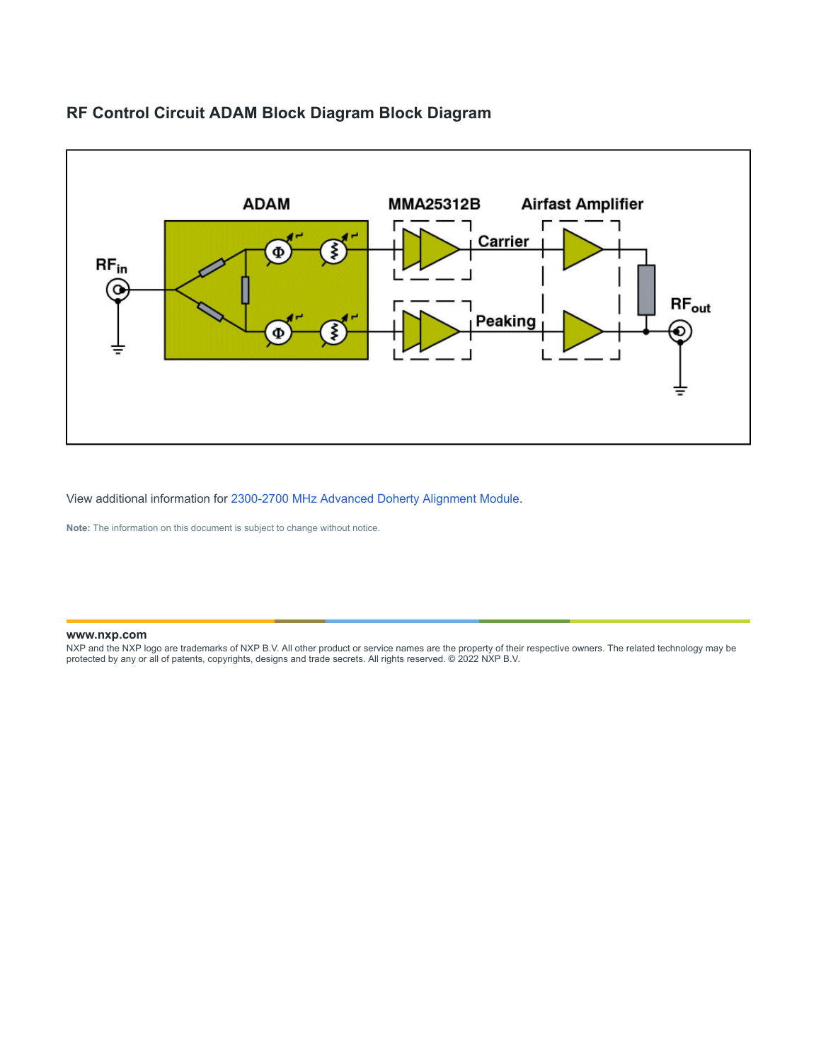## RF Control Circuit ADAM Block Diagram Block Diagram

ADAM

MMA25312B

Airfast Amplifier

$RF_{in}$

Carrier

Peaking

$RF_{out}$

View additional information for 2300-2700 MHz Advanced Doherty Alignment Module.

**Note:** The information on this document is subject to change without notice.

**www.nxp.com**

NXP and the NXP logo are trademarks of NXP B.V. All other product or service names are the property of their respective owners. The related technology may be protected by any or all of patents, copyrights, designs and trade secrets. All rights reserved. © 2022 NXP B.V.